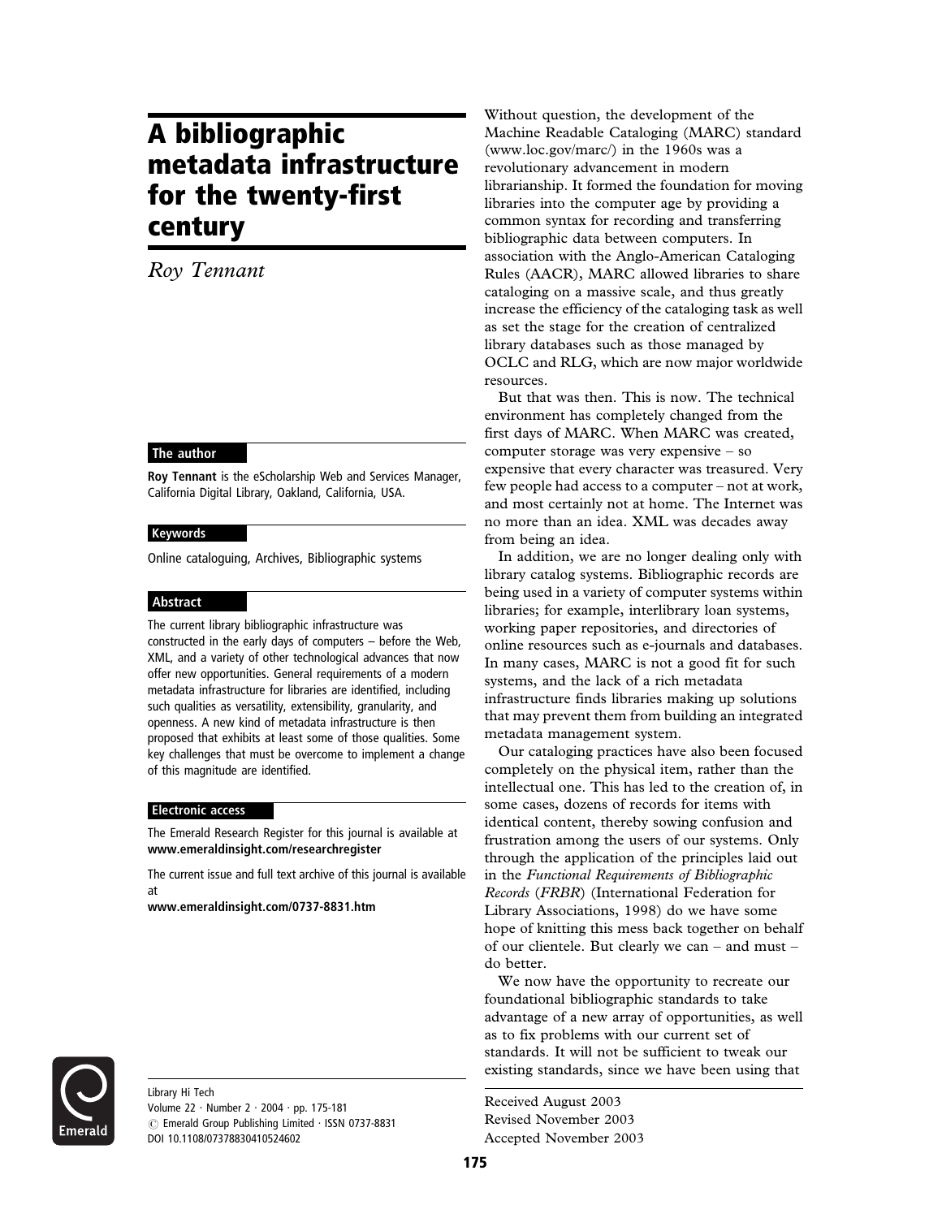# A bibliographic metadata infrastructure for the twenty-first century

*Roy Tennant*

## The author

**Roy Tennant** is the eScholarship Web and Services Manager, California Digital Library, Oakland, California, USA.

## Keywords

Online cataloguing, Archives, Bibliographic systems

## Abstract

The current library bibliographic infrastructure was constructed in the early days of computers – before the Web, XML, and a variety of other technological advances that now offer new opportunities. General requirements of a modern metadata infrastructure for libraries are identified, including such qualities as versatility, extensibility, granularity, and openness. A new kind of metadata infrastructure is then proposed that exhibits at least some of those qualities. Some key challenges that must be overcome to implement a change of this magnitude are identified.

## Electronic access

The Emerald Research Register for this journal is available at **www.emeraldinsight.com/researchregister**

The current issue and full text archive of this journal is available at

**www.emeraldinsight.com/0737-8831.htm**

Library Hi Tech
Volume 22 · Number 2 · 2004 · pp. 175-181
© Emerald Group Publishing Limited · ISSN 0737-8831
DOI 10.1108/07378830410524602

Without question, the development of the Machine Readable Cataloging (MARC) standard (www.loc.gov/marc/) in the 1960s was a revolutionary advancement in modern librarianship. It formed the foundation for moving libraries into the computer age by providing a common syntax for recording and transferring bibliographic data between computers. In association with the Anglo-American Cataloging Rules (AACR), MARC allowed libraries to share cataloging on a massive scale, and thus greatly increase the efficiency of the cataloging task as well as set the stage for the creation of centralized library databases such as those managed by OCLC and RLG, which are now major worldwide resources.

But that was then. This is now. The technical environment has completely changed from the first days of MARC. When MARC was created, computer storage was very expensive – so expensive that every character was treasured. Very few people had access to a computer – not at work, and most certainly not at home. The Internet was no more than an idea. XML was decades away from being an idea.

In addition, we are no longer dealing only with library catalog systems. Bibliographic records are being used in a variety of computer systems within libraries; for example, interlibrary loan systems, working paper repositories, and directories of online resources such as e-journals and databases. In many cases, MARC is not a good fit for such systems, and the lack of a rich metadata infrastructure finds libraries making up solutions that may prevent them from building an integrated metadata management system.

Our cataloging practices have also been focused completely on the physical item, rather than the intellectual one. This has led to the creation of, in some cases, dozens of records for items with identical content, thereby sowing confusion and frustration among the users of our systems. Only through the application of the principles laid out in the *Functional Requirements of Bibliographic Records* (*FRBR*) (International Federation for Library Associations, 1998) do we have some hope of knitting this mess back together on behalf of our clientele. But clearly we can – and must – do better.

We now have the opportunity to recreate our foundational bibliographic standards to take advantage of a new array of opportunities, as well as to fix problems with our current set of standards. It will not be sufficient to tweak our existing standards, since we have been using that

Received August 2003
Revised November 2003
Accepted November 2003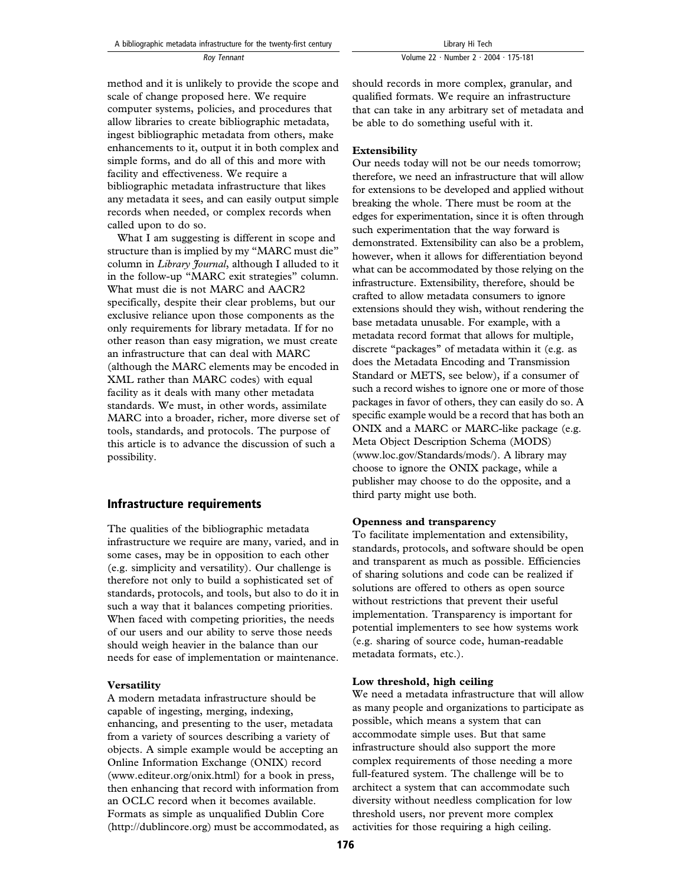method and it is unlikely to provide the scope and scale of change proposed here. We require computer systems, policies, and procedures that allow libraries to create bibliographic metadata, ingest bibliographic metadata from others, make enhancements to it, output it in both complex and simple forms, and do all of this and more with facility and effectiveness. We require a bibliographic metadata infrastructure that likes any metadata it sees, and can easily output simple records when needed, or complex records when called upon to do so.

What I am suggesting is different in scope and structure than is implied by my "MARC must die" column in *Library Journal*, although I alluded to it in the follow-up "MARC exit strategies" column. What must die is not MARC and AACR2 specifically, despite their clear problems, but our exclusive reliance upon those components as the only requirements for library metadata. If for no other reason than easy migration, we must create an infrastructure that can deal with MARC (although the MARC elements may be encoded in XML rather than MARC codes) with equal facility as it deals with many other metadata standards. We must, in other words, assimilate MARC into a broader, richer, more diverse set of tools, standards, and protocols. The purpose of this article is to advance the discussion of such a possibility.

## Infrastructure requirements

The qualities of the bibliographic metadata infrastructure we require are many, varied, and in some cases, may be in opposition to each other (e.g. simplicity and versatility). Our challenge is therefore not only to build a sophisticated set of standards, protocols, and tools, but also to do it in such a way that it balances competing priorities. When faced with competing priorities, the needs of our users and our ability to serve those needs should weigh heavier in the balance than our needs for ease of implementation or maintenance.

### Versatility

A modern metadata infrastructure should be capable of ingesting, merging, indexing, enhancing, and presenting to the user, metadata from a variety of sources describing a variety of objects. A simple example would be accepting an Online Information Exchange (ONIX) record (www.editeur.org/onix.html) for a book in press, then enhancing that record with information from an OCLC record when it becomes available. Formats as simple as unqualified Dublin Core (http://dublincore.org) must be accommodated, as should records in more complex, granular, and qualified formats. We require an infrastructure that can take in any arbitrary set of metadata and be able to do something useful with it.

### Extensibility

Our needs today will not be our needs tomorrow; therefore, we need an infrastructure that will allow for extensions to be developed and applied without breaking the whole. There must be room at the edges for experimentation, since it is often through such experimentation that the way forward is demonstrated. Extensibility can also be a problem, however, when it allows for differentiation beyond what can be accommodated by those relying on the infrastructure. Extensibility, therefore, should be crafted to allow metadata consumers to ignore extensions should they wish, without rendering the base metadata unusable. For example, with a metadata record format that allows for multiple, discrete "packages" of metadata within it (e.g. as does the Metadata Encoding and Transmission Standard or METS, see below), if a consumer of such a record wishes to ignore one or more of those packages in favor of others, they can easily do so. A specific example would be a record that has both an ONIX and a MARC or MARC-like package (e.g. Meta Object Description Schema (MODS) (www.loc.gov/Standards/mods/). A library may choose to ignore the ONIX package, while a publisher may choose to do the opposite, and a third party might use both.

### Openness and transparency

To facilitate implementation and extensibility, standards, protocols, and software should be open and transparent as much as possible. Efficiencies of sharing solutions and code can be realized if solutions are offered to others as open source without restrictions that prevent their useful implementation. Transparency is important for potential implementers to see how systems work (e.g. sharing of source code, human-readable metadata formats, etc.).

### Low threshold, high ceiling

We need a metadata infrastructure that will allow as many people and organizations to participate as possible, which means a system that can accommodate simple uses. But that same infrastructure should also support the more complex requirements of those needing a more full-featured system. The challenge will be to architect a system that can accommodate such diversity without needless complication for low threshold users, nor prevent more complex activities for those requiring a high ceiling.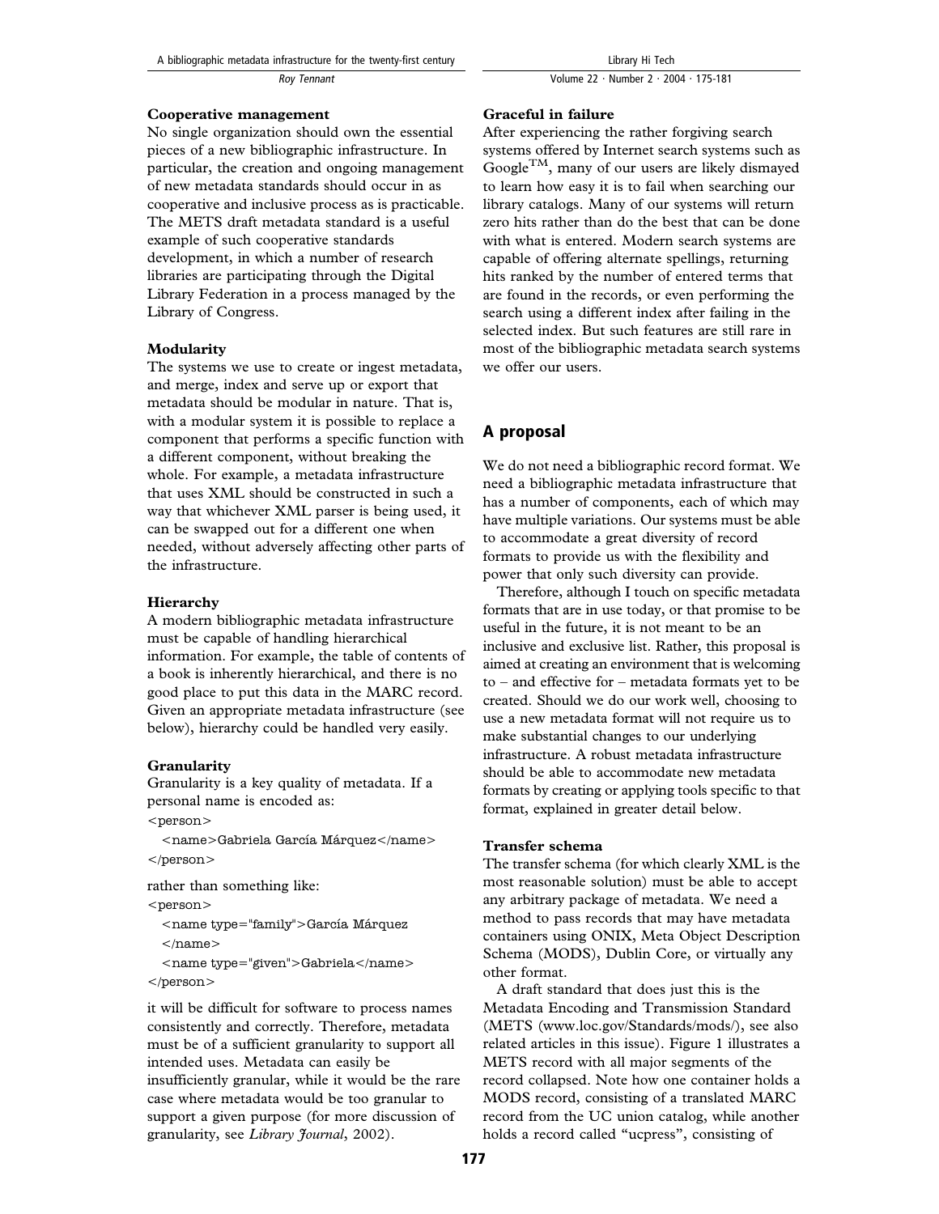### Cooperative management

No single organization should own the essential pieces of a new bibliographic infrastructure. In particular, the creation and ongoing management of new metadata standards should occur in as cooperative and inclusive process as is practicable. The METS draft metadata standard is a useful example of such cooperative standards development, in which a number of research libraries are participating through the Digital Library Federation in a process managed by the Library of Congress.

### Modularity

The systems we use to create or ingest metadata, and merge, index and serve up or export that metadata should be modular in nature. That is, with a modular system it is possible to replace a component that performs a specific function with a different component, without breaking the whole. For example, a metadata infrastructure that uses XML should be constructed in such a way that whichever XML parser is being used, it can be swapped out for a different one when needed, without adversely affecting other parts of the infrastructure.

### Hierarchy

A modern bibliographic metadata infrastructure must be capable of handling hierarchical information. For example, the table of contents of a book is inherently hierarchical, and there is no good place to put this data in the MARC record. Given an appropriate metadata infrastructure (see below), hierarchy could be handled very easily.

### Granularity

Granularity is a key quality of metadata. If a personal name is encoded as:

```
<person>
  <name>Gabriela García Márquez</name>
</person>
```

rather than something like:

```
<person>
  <name type="family">García Márquez
  </name>
  <name type="given">Gabriela</name>
</person>
```

it will be difficult for software to process names consistently and correctly. Therefore, metadata must be of a sufficient granularity to support all intended uses. Metadata can easily be insufficiently granular, while it would be the rare case where metadata would be too granular to support a given purpose (for more discussion of granularity, see *Library Journal*, 2002).

### Graceful in failure

After experiencing the rather forgiving search systems offered by Internet search systems such as Google™, many of our users are likely dismayed to learn how easy it is to fail when searching our library catalogs. Many of our systems will return zero hits rather than do the best that can be done with what is entered. Modern search systems are capable of offering alternate spellings, returning hits ranked by the number of entered terms that are found in the records, or even performing the search using a different index after failing in the selected index. But such features are still rare in most of the bibliographic metadata search systems we offer our users.

## A proposal

We do not need a bibliographic record format. We need a bibliographic metadata infrastructure that has a number of components, each of which may have multiple variations. Our systems must be able to accommodate a great diversity of record formats to provide us with the flexibility and power that only such diversity can provide.

Therefore, although I touch on specific metadata formats that are in use today, or that promise to be useful in the future, it is not meant to be an inclusive and exclusive list. Rather, this proposal is aimed at creating an environment that is welcoming to – and effective for – metadata formats yet to be created. Should we do our work well, choosing to use a new metadata format will not require us to make substantial changes to our underlying infrastructure. A robust metadata infrastructure should be able to accommodate new metadata formats by creating or applying tools specific to that format, explained in greater detail below.

### Transfer schema

The transfer schema (for which clearly XML is the most reasonable solution) must be able to accept any arbitrary package of metadata. We need a method to pass records that may have metadata containers using ONIX, Meta Object Description Schema (MODS), Dublin Core, or virtually any other format.

A draft standard that does just this is the Metadata Encoding and Transmission Standard (METS (www.loc.gov/Standards/mods/), see also related articles in this issue). Figure 1 illustrates a METS record with all major segments of the record collapsed. Note how one container holds a MODS record, consisting of a translated MARC record from the UC union catalog, while another holds a record called "ucpress", consisting of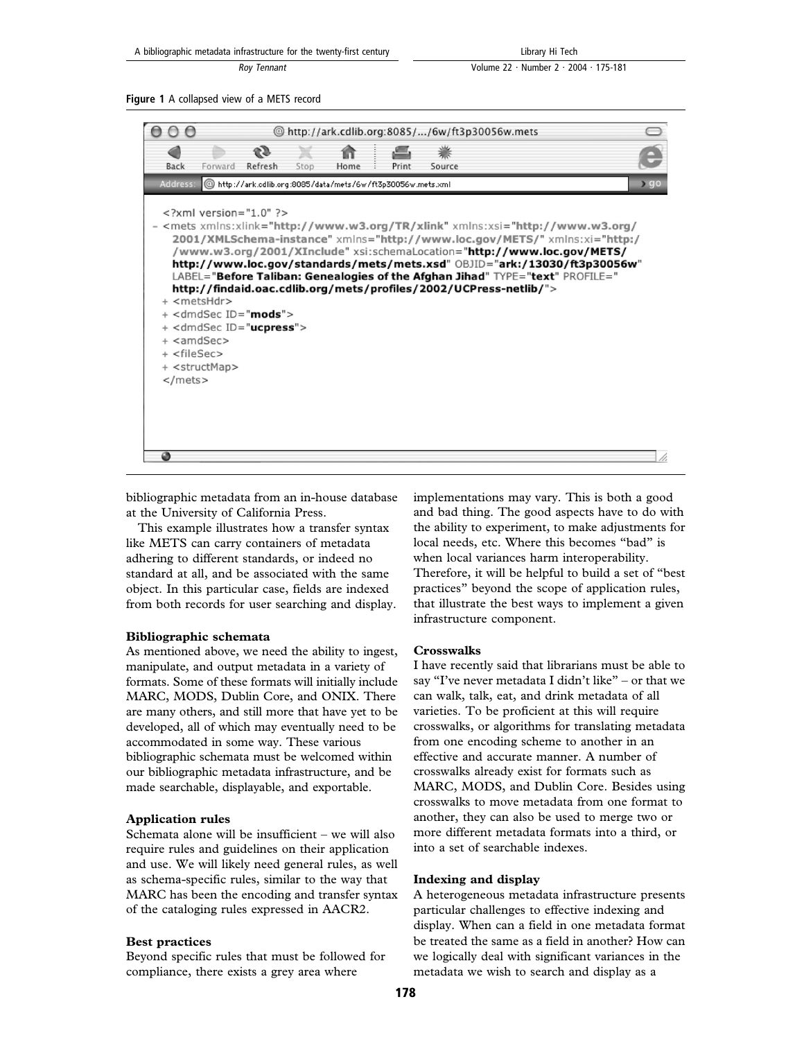**Figure 1** A collapsed view of a METS record

```
<?xml version="1.0" ?>
- <mets xmlns:xlink="http://www.w3.org/TR/xlink" xmlns:xsi="http://www.w3.org/2001/XMLSchema-instance" xmlns="http://www.loc.gov/METS/" xmlns:xi="http://www.w3.org/2001/XInclude" xsi:schemaLocation="http://www.loc.gov/METS/ http://www.loc.gov/standards/mets/mets.xsd" OBJID="ark:/13030/ft3p30056w" LABEL="Before Taliban: Genealogies of the Afghan Jihad" TYPE="text" PROFILE="http://findaid.oac.cdlib.org/mets/profiles/2002/UCPress-netlib/">
  + <metsHdr>
  + <dmdSec ID="mods">
  + <dmdSec ID="ucpress">
  + <amdSec>
  + <fileSec>
  + <structMap>
  </mets>
```

bibliographic metadata from an in-house database at the University of California Press.

This example illustrates how a transfer syntax like METS can carry containers of metadata adhering to different standards, or indeed no standard at all, and be associated with the same object. In this particular case, fields are indexed from both records for user searching and display.

**Bibliographic schemata**

As mentioned above, we need the ability to ingest, manipulate, and output metadata in a variety of formats. Some of these formats will initially include MARC, MODS, Dublin Core, and ONIX. There are many others, and still more that have yet to be developed, all of which may eventually need to be accommodated in some way. These various bibliographic schemata must be welcomed within our bibliographic metadata infrastructure, and be made searchable, displayable, and exportable.

**Application rules**

Schemata alone will be insufficient – we will also require rules and guidelines on their application and use. We will likely need general rules, as well as schema-specific rules, similar to the way that MARC has been the encoding and transfer syntax of the cataloging rules expressed in AACR2.

**Best practices**

Beyond specific rules that must be followed for compliance, there exists a grey area where implementations may vary. This is both a good and bad thing. The good aspects have to do with the ability to experiment, to make adjustments for local needs, etc. Where this becomes "bad" is when local variances harm interoperability. Therefore, it will be helpful to build a set of "best practices" beyond the scope of application rules, that illustrate the best ways to implement a given infrastructure component.

**Crosswalks**

I have recently said that librarians must be able to say "I've never metadata I didn't like" – or that we can walk, talk, eat, and drink metadata of all varieties. To be proficient at this will require crosswalks, or algorithms for translating metadata from one encoding scheme to another in an effective and accurate manner. A number of crosswalks already exist for formats such as MARC, MODS, and Dublin Core. Besides using crosswalks to move metadata from one format to another, they can also be used to merge two or more different metadata formats into a third, or into a set of searchable indexes.

**Indexing and display**

A heterogeneous metadata infrastructure presents particular challenges to effective indexing and display. When can a field in one metadata format be treated the same as a field in another? How can we logically deal with significant variances in the metadata we wish to search and display as a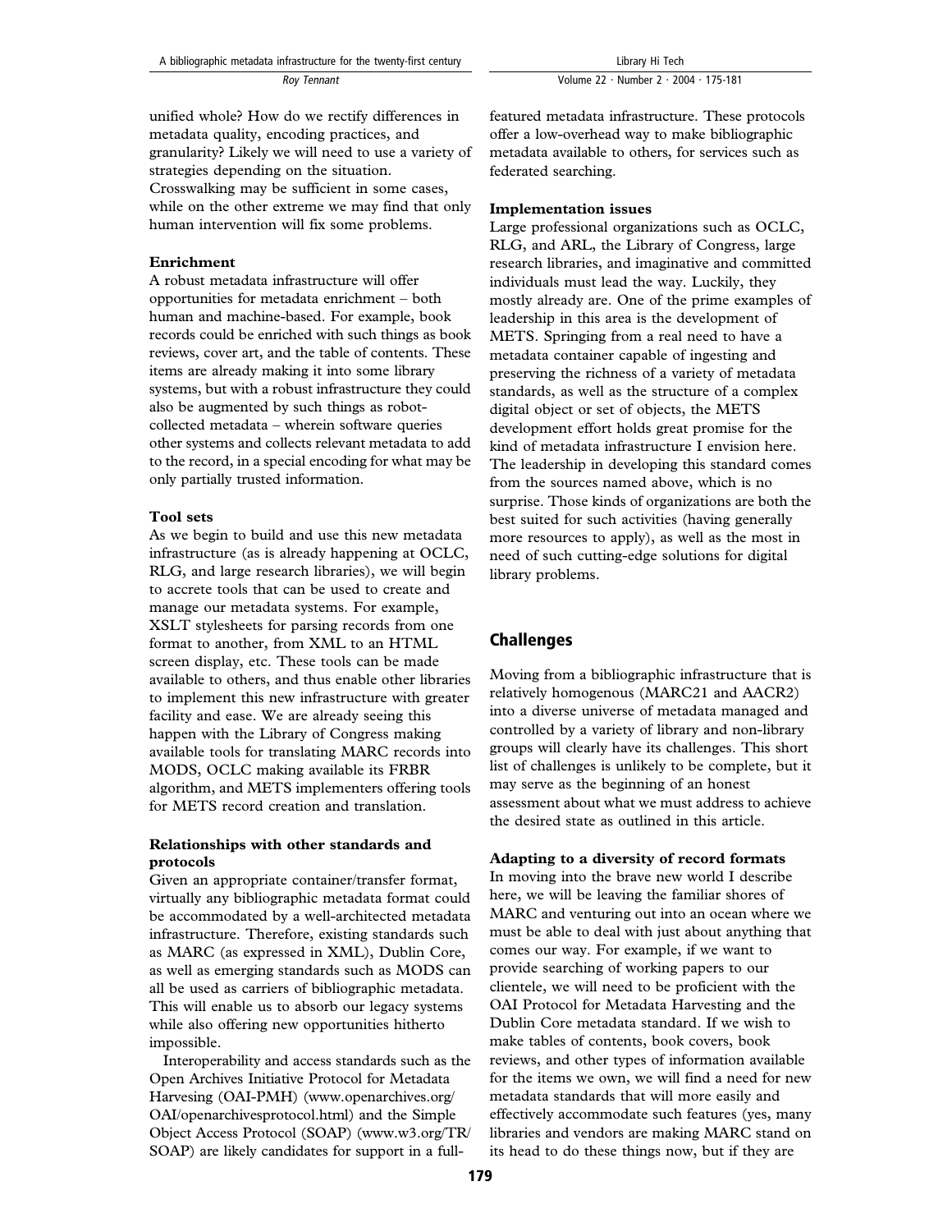unified whole? How do we rectify differences in metadata quality, encoding practices, and granularity? Likely we will need to use a variety of strategies depending on the situation. Crosswalking may be sufficient in some cases, while on the other extreme we may find that only human intervention will fix some problems.

### Enrichment

A robust metadata infrastructure will offer opportunities for metadata enrichment – both human and machine-based. For example, book records could be enriched with such things as book reviews, cover art, and the table of contents. These items are already making it into some library systems, but with a robust infrastructure they could also be augmented by such things as robot-collected metadata – wherein software queries other systems and collects relevant metadata to add to the record, in a special encoding for what may be only partially trusted information.

### Tool sets

As we begin to build and use this new metadata infrastructure (as is already happening at OCLC, RLG, and large research libraries), we will begin to accrete tools that can be used to create and manage our metadata systems. For example, XSLT stylesheets for parsing records from one format to another, from XML to an HTML screen display, etc. These tools can be made available to others, and thus enable other libraries to implement this new infrastructure with greater facility and ease. We are already seeing this happen with the Library of Congress making available tools for translating MARC records into MODS, OCLC making available its FRBR algorithm, and METS implementers offering tools for METS record creation and translation.

### Relationships with other standards and protocols

Given an appropriate container/transfer format, virtually any bibliographic metadata format could be accommodated by a well-architected metadata infrastructure. Therefore, existing standards such as MARC (as expressed in XML), Dublin Core, as well as emerging standards such as MODS can all be used as carriers of bibliographic metadata. This will enable us to absorb our legacy systems while also offering new opportunities hitherto impossible.

Interoperability and access standards such as the Open Archives Initiative Protocol for Metadata Harvesing (OAI-PMH) (www.openarchives.org/OAI/openarchivesprotocol.html) and the Simple Object Access Protocol (SOAP) (www.w3.org/TR/SOAP) are likely candidates for support in a full-featured metadata infrastructure. These protocols offer a low-overhead way to make bibliographic metadata available to others, for services such as federated searching.

### Implementation issues

Large professional organizations such as OCLC, RLG, and ARL, the Library of Congress, large research libraries, and imaginative and committed individuals must lead the way. Luckily, they mostly already are. One of the prime examples of leadership in this area is the development of METS. Springing from a real need to have a metadata container capable of ingesting and preserving the richness of a variety of metadata standards, as well as the structure of a complex digital object or set of objects, the METS development effort holds great promise for the kind of metadata infrastructure I envision here. The leadership in developing this standard comes from the sources named above, which is no surprise. Those kinds of organizations are both the best suited for such activities (having generally more resources to apply), as well as the most in need of such cutting-edge solutions for digital library problems.

## Challenges

Moving from a bibliographic infrastructure that is relatively homogenous (MARC21 and AACR2) into a diverse universe of metadata managed and controlled by a variety of library and non-library groups will clearly have its challenges. This short list of challenges is unlikely to be complete, but it may serve as the beginning of an honest assessment about what we must address to achieve the desired state as outlined in this article.

### Adapting to a diversity of record formats

In moving into the brave new world I describe here, we will be leaving the familiar shores of MARC and venturing out into an ocean where we must be able to deal with just about anything that comes our way. For example, if we want to provide searching of working papers to our clientele, we will need to be proficient with the OAI Protocol for Metadata Harvesting and the Dublin Core metadata standard. If we wish to make tables of contents, book covers, book reviews, and other types of information available for the items we own, we will find a need for new metadata standards that will more easily and effectively accommodate such features (yes, many libraries and vendors are making MARC stand on its head to do these things now, but if they are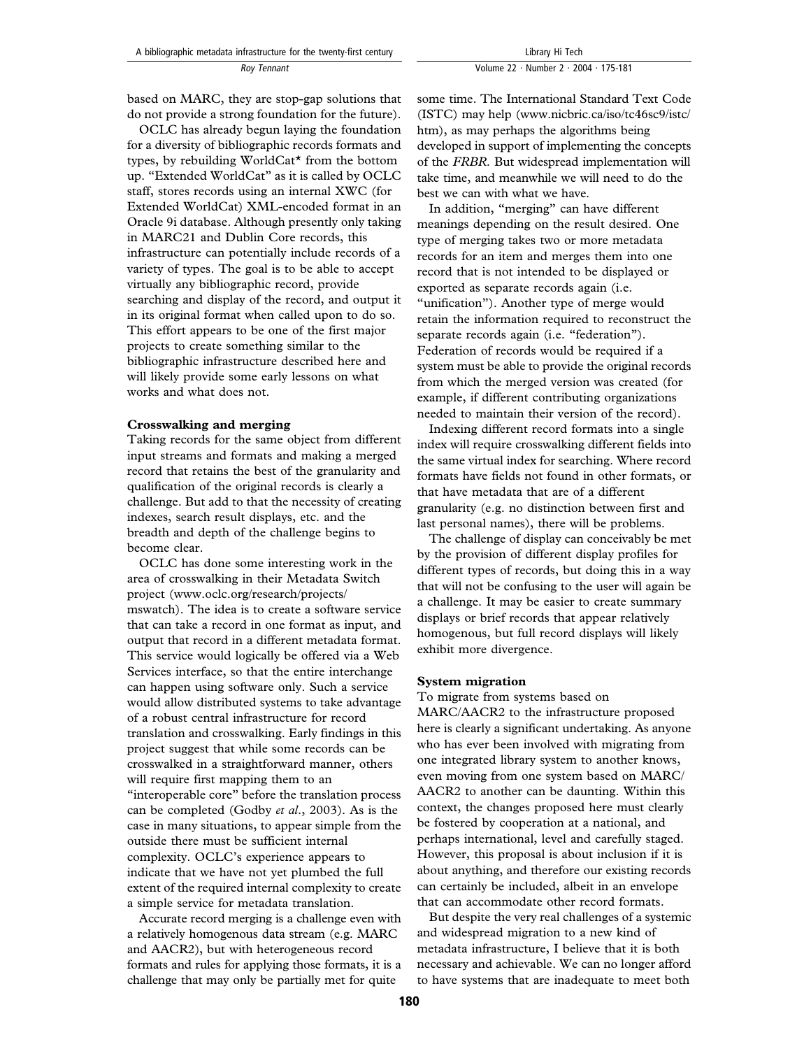based on MARC, they are stop-gap solutions that do not provide a strong foundation for the future).

OCLC has already begun laying the foundation for a diversity of bibliographic records formats and types, by rebuilding WorldCat* from the bottom up. "Extended WorldCat" as it is called by OCLC staff, stores records using an internal XWC (for Extended WorldCat) XML-encoded format in an Oracle 9i database. Although presently only taking in MARC21 and Dublin Core records, this infrastructure can potentially include records of a variety of types. The goal is to be able to accept virtually any bibliographic record, provide searching and display of the record, and output it in its original format when called upon to do so. This effort appears to be one of the first major projects to create something similar to the bibliographic infrastructure described here and will likely provide some early lessons on what works and what does not.

**Crosswalking and merging**

Taking records for the same object from different input streams and formats and making a merged record that retains the best of the granularity and qualification of the original records is clearly a challenge. But add to that the necessity of creating indexes, search result displays, etc. and the breadth and depth of the challenge begins to become clear.

OCLC has done some interesting work in the area of crosswalking in their Metadata Switch project (www.oclc.org/research/projects/mswatch). The idea is to create a software service that can take a record in one format as input, and output that record in a different metadata format. This service would logically be offered via a Web Services interface, so that the entire interchange can happen using software only. Such a service would allow distributed systems to take advantage of a robust central infrastructure for record translation and crosswalking. Early findings in this project suggest that while some records can be crosswalked in a straightforward manner, others will require first mapping them to an "interoperable core" before the translation process can be completed (Godby *et al*., 2003). As is the case in many situations, to appear simple from the outside there must be sufficient internal complexity. OCLC's experience appears to indicate that we have not yet plumbed the full extent of the required internal complexity to create a simple service for metadata translation.

Accurate record merging is a challenge even with a relatively homogenous data stream (e.g. MARC and AACR2), but with heterogeneous record formats and rules for applying those formats, it is a challenge that may only be partially met for quite some time. The International Standard Text Code (ISTC) may help (www.nicbric.ca/iso/tc46sc9/istc/htm), as may perhaps the algorithms being developed in support of implementing the concepts of the *FRBR*. But widespread implementation will take time, and meanwhile we will need to do the best we can with what we have.

In addition, "merging" can have different meanings depending on the result desired. One type of merging takes two or more metadata records for an item and merges them into one record that is not intended to be displayed or exported as separate records again (i.e. "unification"). Another type of merge would retain the information required to reconstruct the separate records again (i.e. "federation"). Federation of records would be required if a system must be able to provide the original records from which the merged version was created (for example, if different contributing organizations needed to maintain their version of the record).

Indexing different record formats into a single index will require crosswalking different fields into the same virtual index for searching. Where record formats have fields not found in other formats, or that have metadata that are of a different granularity (e.g. no distinction between first and last personal names), there will be problems.

The challenge of display can conceivably be met by the provision of different display profiles for different types of records, but doing this in a way that will not be confusing to the user will again be a challenge. It may be easier to create summary displays or brief records that appear relatively homogenous, but full record displays will likely exhibit more divergence.

**System migration**

To migrate from systems based on MARC/AACR2 to the infrastructure proposed here is clearly a significant undertaking. As anyone who has ever been involved with migrating from one integrated library system to another knows, even moving from one system based on MARC/AACR2 to another can be daunting. Within this context, the changes proposed here must clearly be fostered by cooperation at a national, and perhaps international, level and carefully staged. However, this proposal is about inclusion if it is about anything, and therefore our existing records can certainly be included, albeit in an envelope that can accommodate other record formats.

But despite the very real challenges of a systemic and widespread migration to a new kind of metadata infrastructure, I believe that it is both necessary and achievable. We can no longer afford to have systems that are inadequate to meet both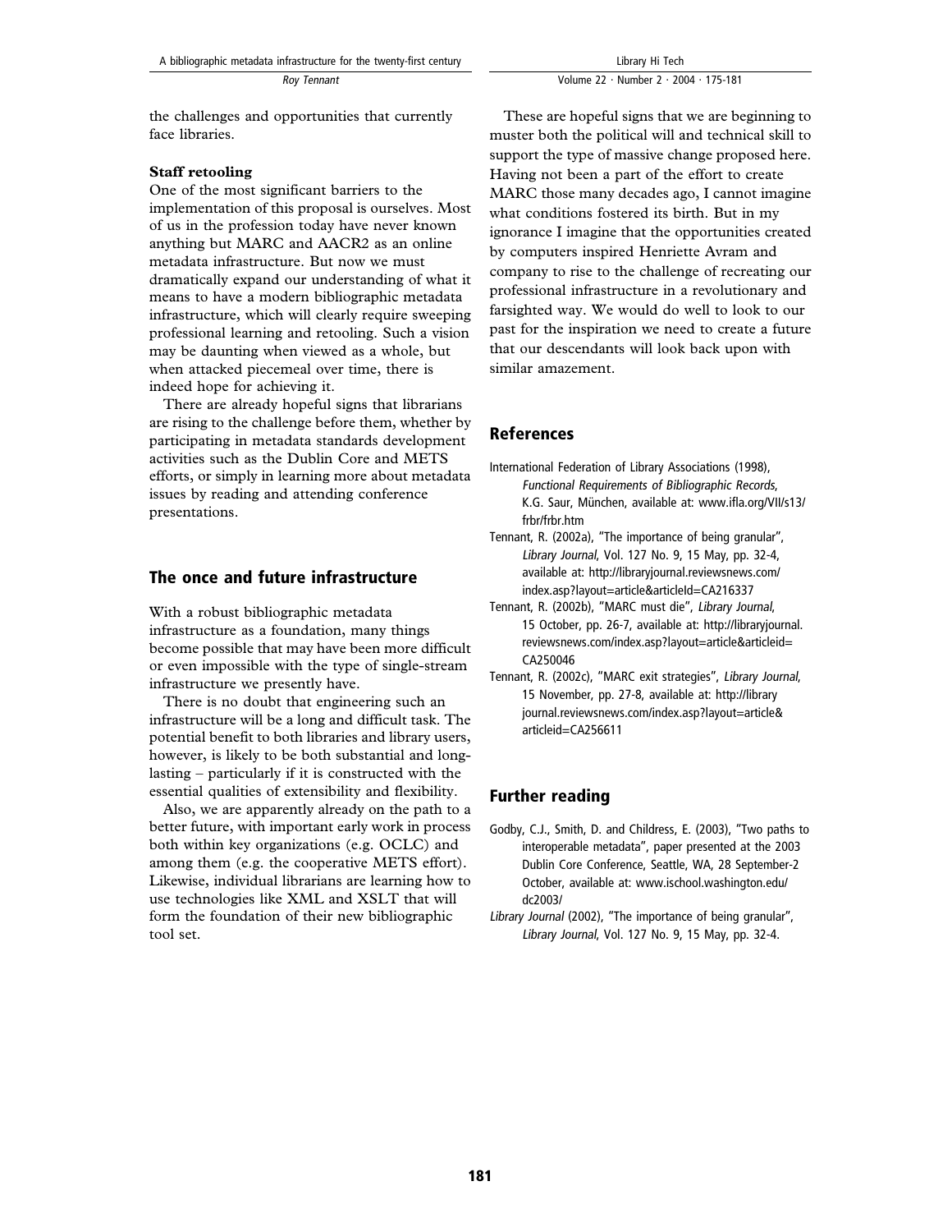the challenges and opportunities that currently face libraries.

**Staff retooling**

One of the most significant barriers to the implementation of this proposal is ourselves. Most of us in the profession today have never known anything but MARC and AACR2 as an online metadata infrastructure. But now we must dramatically expand our understanding of what it means to have a modern bibliographic metadata infrastructure, which will clearly require sweeping professional learning and retooling. Such a vision may be daunting when viewed as a whole, but when attacked piecemeal over time, there is indeed hope for achieving it.

There are already hopeful signs that librarians are rising to the challenge before them, whether by participating in metadata standards development activities such as the Dublin Core and METS efforts, or simply in learning more about metadata issues by reading and attending conference presentations.

## The once and future infrastructure

With a robust bibliographic metadata infrastructure as a foundation, many things become possible that may have been more difficult or even impossible with the type of single-stream infrastructure we presently have.

There is no doubt that engineering such an infrastructure will be a long and difficult task. The potential benefit to both libraries and library users, however, is likely to be both substantial and long-lasting – particularly if it is constructed with the essential qualities of extensibility and flexibility.

Also, we are apparently already on the path to a better future, with important early work in process both within key organizations (e.g. OCLC) and among them (e.g. the cooperative METS effort). Likewise, individual librarians are learning how to use technologies like XML and XSLT that will form the foundation of their new bibliographic tool set.

These are hopeful signs that we are beginning to muster both the political will and technical skill to support the type of massive change proposed here. Having not been a part of the effort to create MARC those many decades ago, I cannot imagine what conditions fostered its birth. But in my ignorance I imagine that the opportunities created by computers inspired Henriette Avram and company to rise to the challenge of recreating our professional infrastructure in a revolutionary and farsighted way. We would do well to look to our past for the inspiration we need to create a future that our descendants will look back upon with similar amazement.

## References

International Federation of Library Associations (1998), *Functional Requirements of Bibliographic Records*, K.G. Saur, München, available at: www.ifla.org/VII/s13/frbr/frbr.htm

Tennant, R. (2002a), "The importance of being granular", *Library Journal*, Vol. 127 No. 9, 15 May, pp. 32-4, available at: http://libraryjournal.reviewsnews.com/index.asp?layout=article&articleId=CA216337

Tennant, R. (2002b), "MARC must die", *Library Journal*, 15 October, pp. 26-7, available at: http://libraryjournal.reviewsnews.com/index.asp?layout=article&articleid=CA250046

Tennant, R. (2002c), "MARC exit strategies", *Library Journal*, 15 November, pp. 27-8, available at: http://libraryjournal.reviewsnews.com/index.asp?layout=article&articleid=CA256611

## Further reading

Godby, C.J., Smith, D. and Childress, E. (2003), "Two paths to interoperable metadata", paper presented at the 2003 Dublin Core Conference, Seattle, WA, 28 September-2 October, available at: www.ischool.washington.edu/dc2003/

*Library Journal* (2002), "The importance of being granular", *Library Journal*, Vol. 127 No. 9, 15 May, pp. 32-4.